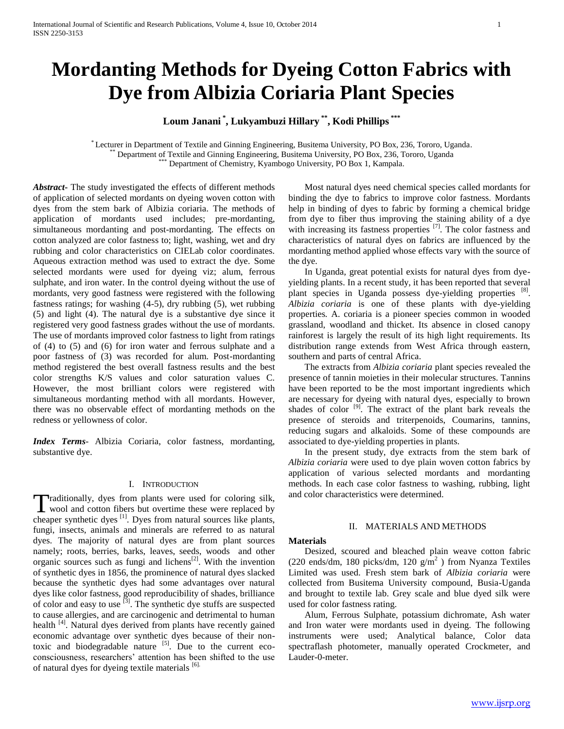# Mordanting Methods for Dyeing Cotton Fabrics with Dye from Albizia Coriaria Plant Species

**Loum Janani [*], Lukyambuzi Hillary [**], Kodi Phillips [***]**

[*] Lecturer in Department of Textile and Ginning Engineering, Busitema University, PO Box, 236, Tororo, Uganda.
[**] Department of Textile and Ginning Engineering, Busitema University, PO Box, 236, Tororo, Uganda
[***] Department of Chemistry, Kyambogo University, PO Box 1, Kampala.

***Abstract***- The study investigated the effects of different methods of application of selected mordants on dyeing woven cotton with dyes from the stem bark of Albizia coriaria. The methods of application of mordants used includes; pre-mordanting, simultaneous mordanting and post-mordanting. The effects on cotton analyzed are color fastness to; light, washing, wet and dry rubbing and color characteristics on CIELab color coordinates. Aqueous extraction method was used to extract the dye. Some selected mordants were used for dyeing viz; alum, ferrous sulphate, and iron water. In the control dyeing without the use of mordants, very good fastness were registered with the following fastness ratings; for washing (4-5), dry rubbing (5), wet rubbing (5) and light (4). The natural dye is a substantive dye since it registered very good fastness grades without the use of mordants. The use of mordants improved color fastness to light from ratings of (4) to (5) and (6) for iron water and ferrous sulphate and a poor fastness of (3) was recorded for alum. Post-mordanting method registered the best overall fastness results and the best color strengths K/S values and color saturation values C. However, the most brilliant colors were registered with simultaneous mordanting method with all mordants. However, there was no observable effect of mordanting methods on the redness or yellowness of color.

***Index Terms***- Albizia Coriaria, color fastness, mordanting, substantive dye.

## I. Introduction

Traditionally, dyes from plants were used for coloring silk, wool and cotton fibers but overtime these were replaced by cheaper synthetic dyes [1]. Dyes from natural sources like plants, fungi, insects, animals and minerals are referred to as natural dyes. The majority of natural dyes are from plant sources namely; roots, berries, barks, leaves, seeds, woods and other organic sources such as fungi and lichens[2]. With the invention of synthetic dyes in 1856, the prominence of natural dyes slacked because the synthetic dyes had some advantages over natural dyes like color fastness, good reproducibility of shades, brilliance of color and easy to use [3]. The synthetic dye stuffs are suspected to cause allergies, and are carcinogenic and detrimental to human health [4]. Natural dyes derived from plants have recently gained economic advantage over synthetic dyes because of their non-toxic and biodegradable nature [5]. Due to the current eco-consciousness, researchers' attention has been shifted to the use of natural dyes for dyeing textile materials [6].

Most natural dyes need chemical species called mordants for binding the dye to fabrics to improve color fastness. Mordants help in binding of dyes to fabric by forming a chemical bridge from dye to fiber thus improving the staining ability of a dye with increasing its fastness properties [7]. The color fastness and characteristics of natural dyes on fabrics are influenced by the mordanting method applied whose effects vary with the source of the dye.

In Uganda, great potential exists for natural dyes from dye-yielding plants. In a recent study, it has been reported that several plant species in Uganda possess dye-yielding properties [8]. *Albizia coriaria* is one of these plants with dye-yielding properties. A. coriaria is a pioneer species common in wooded grassland, woodland and thicket. Its absence in closed canopy rainforest is largely the result of its high light requirements. Its distribution range extends from West Africa through eastern, southern and parts of central Africa.

The extracts from *Albizia coriaria* plant species revealed the presence of tannin moieties in their molecular structures. Tannins have been reported to be the most important ingredients which are necessary for dyeing with natural dyes, especially to brown shades of color [9]. The extract of the plant bark reveals the presence of steroids and triterpenoids, Coumarins, tannins, reducing sugars and alkaloids. Some of these compounds are associated to dye-yielding properties in plants.

In the present study, dye extracts from the stem bark of *Albizia coriaria* were used to dye plain woven cotton fabrics by application of various selected mordants and mordanting methods. In each case color fastness to washing, rubbing, light and color characteristics were determined.

## II. Materials and Methods

**Materials**

Desized, scoured and bleached plain weave cotton fabric (220 ends/dm, 180 picks/dm, 120 g/m$^2$) from Nyanza Textiles Limited was used. Fresh stem bark of *Albizia coriaria* were collected from Busitema University compound, Busia-Uganda and brought to textile lab. Grey scale and blue dyed silk were used for color fastness rating.

Alum, Ferrous Sulphate, potassium dichromate, Ash water and Iron water were mordants used in dyeing. The following instruments were used; Analytical balance, Color data spectraflash photometer, manually operated Crockmeter, and Lauder-0-meter.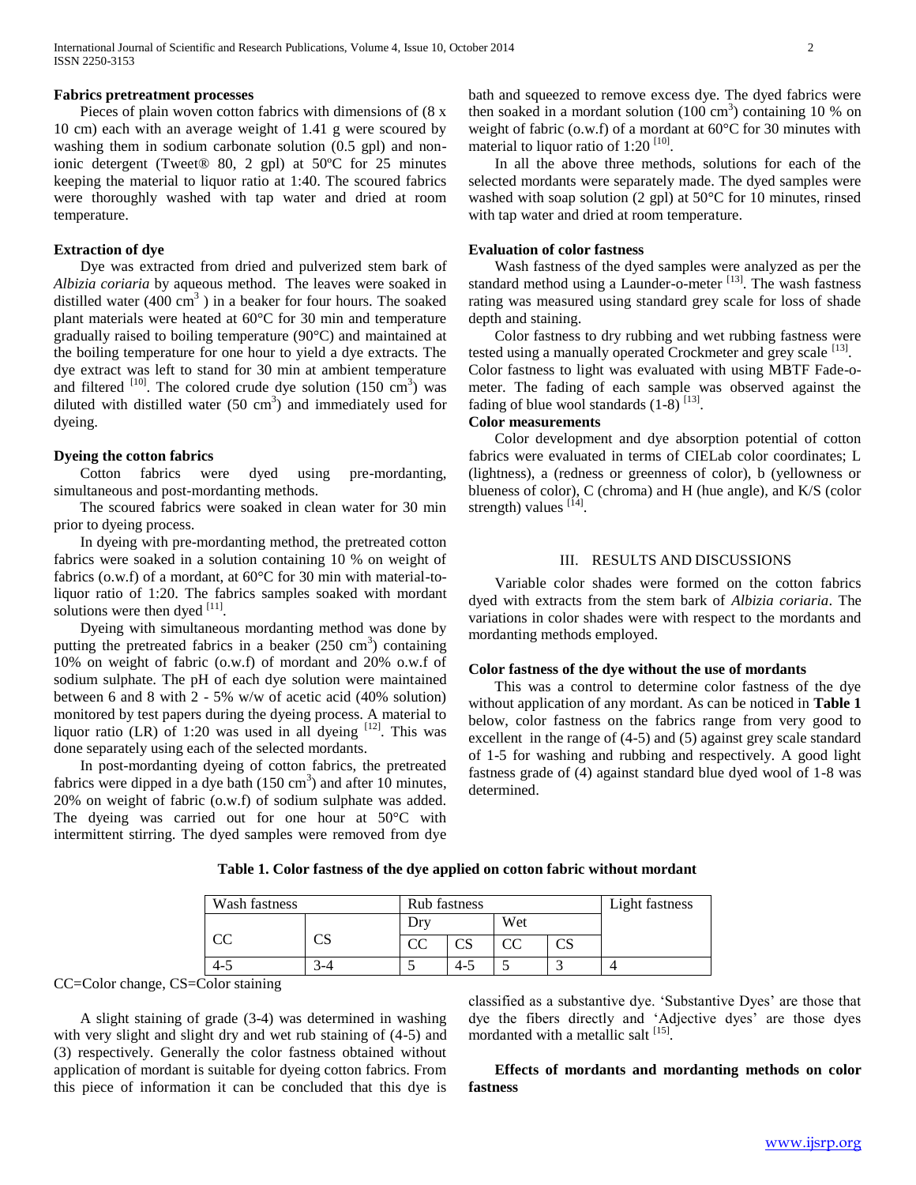**Fabrics pretreatment processes**

Pieces of plain woven cotton fabrics with dimensions of (8 x 10 cm) each with an average weight of 1.41 g were scoured by washing them in sodium carbonate solution (0.5 gpl) and non-ionic detergent (Tweet® 80, 2 gpl) at 50ºC for 25 minutes keeping the material to liquor ratio at 1:40. The scoured fabrics were thoroughly washed with tap water and dried at room temperature.

**Extraction of dye**

Dye was extracted from dried and pulverized stem bark of *Albizia coriaria* by aqueous method. The leaves were soaked in distilled water (400 $cm^3$ ) in a beaker for four hours. The soaked plant materials were heated at 60°C for 30 min and temperature gradually raised to boiling temperature (90°C) and maintained at the boiling temperature for one hour to yield a dye extracts. The dye extract was left to stand for 30 min at ambient temperature and filtered [10]. The colored crude dye solution (150 $cm^3$) was diluted with distilled water (50 $cm^3$) and immediately used for dyeing.

**Dyeing the cotton fabrics**

Cotton fabrics were dyed using pre-mordanting, simultaneous and post-mordanting methods.

The scoured fabrics were soaked in clean water for 30 min prior to dyeing process.

In dyeing with pre-mordanting method, the pretreated cotton fabrics were soaked in a solution containing 10 % on weight of fabrics (o.w.f) of a mordant, at 60°C for 30 min with material-to-liquor ratio of 1:20. The fabrics samples soaked with mordant solutions were then dyed [11].

Dyeing with simultaneous mordanting method was done by putting the pretreated fabrics in a beaker (250 $cm^3$) containing 10% on weight of fabric (o.w.f) of mordant and 20% o.w.f of sodium sulphate. The pH of each dye solution were maintained between 6 and 8 with 2 - 5% w/w of acetic acid (40% solution) monitored by test papers during the dyeing process. A material to liquor ratio (LR) of 1:20 was used in all dyeing [12]. This was done separately using each of the selected mordants.

In post-mordanting dyeing of cotton fabrics, the pretreated fabrics were dipped in a dye bath (150 $cm^3$) and after 10 minutes, 20% on weight of fabric (o.w.f) of sodium sulphate was added. The dyeing was carried out for one hour at 50°C with intermittent stirring. The dyed samples were removed from dye bath and squeezed to remove excess dye. The dyed fabrics were then soaked in a mordant solution (100 $cm^3$) containing 10 % on weight of fabric (o.w.f) of a mordant at 60°C for 30 minutes with material to liquor ratio of 1:20 [10].

In all the above three methods, solutions for each of the selected mordants were separately made. The dyed samples were washed with soap solution (2 gpl) at 50°C for 10 minutes, rinsed with tap water and dried at room temperature.

**Evaluation of color fastness**

Wash fastness of the dyed samples were analyzed as per the standard method using a Launder-o-meter [13]. The wash fastness rating was measured using standard grey scale for loss of shade depth and staining.

Color fastness to dry rubbing and wet rubbing fastness were tested using a manually operated Crockmeter and grey scale [13]. Color fastness to light was evaluated with using MBTF Fade-o-meter. The fading of each sample was observed against the fading of blue wool standards (1-8) [13].

**Color measurements**

Color development and dye absorption potential of cotton fabrics were evaluated in terms of CIELab color coordinates; L (lightness), a (redness or greenness of color), b (yellowness or blueness of color), C (chroma) and H (hue angle), and K/S (color strength) values [14].

## III. RESULTS AND DISCUSSIONS

Variable color shades were formed on the cotton fabrics dyed with extracts from the stem bark of *Albizia coriaria*. The variations in color shades were with respect to the mordants and mordanting methods employed.

**Color fastness of the dye without the use of mordants**

This was a control to determine color fastness of the dye without application of any mordant. As can be noticed in **Table 1** below, color fastness on the fabrics range from very good to excellent in the range of (4-5) and (5) against grey scale standard of 1-5 for washing and rubbing and respectively. A good light fastness grade of (4) against standard blue dyed wool of 1-8 was determined.

**Table 1. Color fastness of the dye applied on cotton fabric without mordant**

| Wash fastness | | Rub fastness | | | | Light fastness |
|---|---|---|---|---|---|---|
| | | Dry | | Wet | | |
| CC | CS | CC | CS | CC | CS | |
| 4-5 | 3-4 | 5 | 4-5 | 5 | 3 | 4 |

CC=Color change, CS=Color staining

A slight staining of grade (3-4) was determined in washing with very slight and slight dry and wet rub staining of (4-5) and (3) respectively. Generally the color fastness obtained without application of mordant is suitable for dyeing cotton fabrics. From this piece of information it can be concluded that this dye is classified as a substantive dye. 'Substantive Dyes' are those that dye the fibers directly and 'Adjective dyes' are those dyes mordanted with a metallic salt [15].

**Effects of mordants and mordanting methods on color fastness**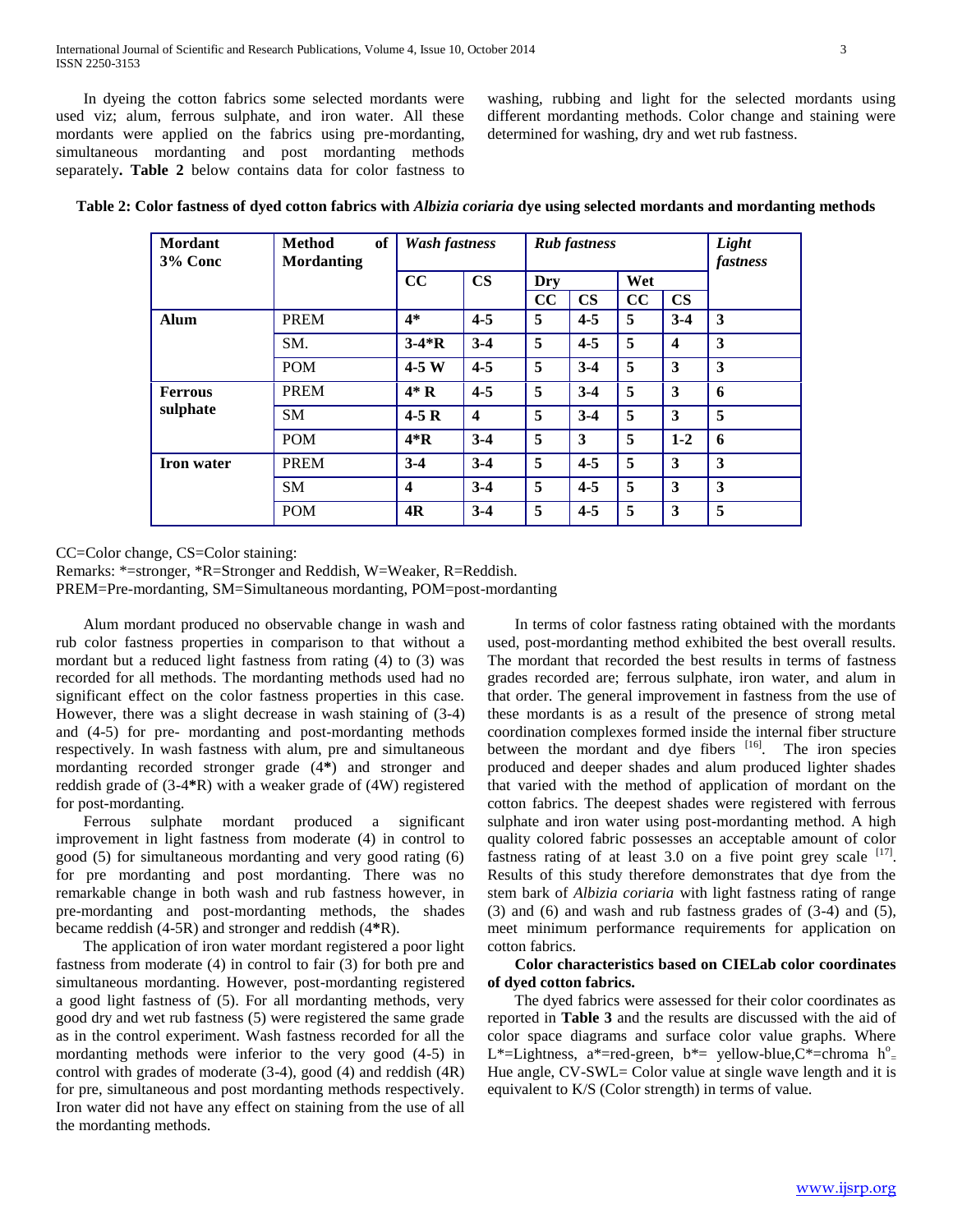In dyeing the cotton fabrics some selected mordants were used viz; alum, ferrous sulphate, and iron water. All these mordants were applied on the fabrics using pre-mordanting, simultaneous mordanting and post mordanting methods separately**. Table 2** below contains data for color fastness to washing, rubbing and light for the selected mordants using different mordanting methods. Color change and staining were determined for washing, dry and wet rub fastness.

**Table 2: Color fastness of dyed cotton fabrics with *Albizia coriaria* dye using selected mordants and mordanting methods**

| Mordant 3% Conc | Method of Mordanting | *Wash fastness* | | *Rub fastness* | | | | *Light fastness* |
|---|---|---|---|---|---|---|---|---|
| | | | | Dry | | Wet | | |
| | | CC | CS | CC | CS | CC | CS | |
| **Alum** | PREM | **4*** | **4-5** | **5** | **4-5** | **5** | **3-4** | **3** |
| | SM. | **3-4*R** | **3-4** | **5** | **4-5** | **5** | **4** | **3** |
| | POM | **4-5 W** | **4-5** | **5** | **3-4** | **5** | **3** | **3** |
| **Ferrous sulphate** | PREM | **4* R** | **4-5** | **5** | **3-4** | **5** | **3** | **6** |
| | SM | **4-5 R** | **4** | **5** | **3-4** | **5** | **3** | **5** |
| | POM | **4*R** | **3-4** | **5** | **3** | **5** | **1-2** | **6** |
| **Iron water** | PREM | **3-4** | **3-4** | **5** | **4-5** | **5** | **3** | **3** |
| | SM | **4** | **3-4** | **5** | **4-5** | **5** | **3** | **3** |
| | POM | **4R** | **3-4** | **5** | **4-5** | **5** | **3** | **5** |

CC=Color change, CS=Color staining:
Remarks: *=stronger, *R=Stronger and Reddish, W=Weaker, R=Reddish.
PREM=Pre-mordanting, SM=Simultaneous mordanting, POM=post-mordanting

Alum mordant produced no observable change in wash and rub color fastness properties in comparison to that without a mordant but a reduced light fastness from rating (4) to (3) was recorded for all methods. The mordanting methods used had no significant effect on the color fastness properties in this case. However, there was a slight decrease in wash staining of (3-4) and (4-5) for pre- mordanting and post-mordanting methods respectively. In wash fastness with alum, pre and simultaneous mordanting recorded stronger grade (4**\***) and stronger and reddish grade of (3-4**\***R) with a weaker grade of (4W) registered for post-mordanting.

Ferrous sulphate mordant produced a significant improvement in light fastness from moderate (4) in control to good (5) for simultaneous mordanting and very good rating (6) for pre mordanting and post mordanting. There was no remarkable change in both wash and rub fastness however, in pre-mordanting and post-mordanting methods, the shades became reddish (4-5R) and stronger and reddish (4**\***R).

The application of iron water mordant registered a poor light fastness from moderate (4) in control to fair (3) for both pre and simultaneous mordanting. However, post-mordanting registered a good light fastness of (5). For all mordanting methods, very good dry and wet rub fastness (5) were registered the same grade as in the control experiment. Wash fastness recorded for all the mordanting methods were inferior to the very good (4-5) in control with grades of moderate (3-4), good (4) and reddish (4R) for pre, simultaneous and post mordanting methods respectively. Iron water did not have any effect on staining from the use of all the mordanting methods.

In terms of color fastness rating obtained with the mordants used, post-mordanting method exhibited the best overall results. The mordant that recorded the best results in terms of fastness grades recorded are; ferrous sulphate, iron water, and alum in that order. The general improvement in fastness from the use of these mordants is as a result of the presence of strong metal coordination complexes formed inside the internal fiber structure between the mordant and dye fibers [16]. The iron species produced and deeper shades and alum produced lighter shades that varied with the method of application of mordant on the cotton fabrics. The deepest shades were registered with ferrous sulphate and iron water using post-mordanting method. A high quality colored fabric possesses an acceptable amount of color fastness rating of at least 3.0 on a five point grey scale [17]. Results of this study therefore demonstrates that dye from the stem bark of *Albizia coriaria* with light fastness rating of range (3) and (6) and wash and rub fastness grades of (3-4) and (5), meet minimum performance requirements for application on cotton fabrics.

**Color characteristics based on CIELab color coordinates of dyed cotton fabrics.**

The dyed fabrics were assessed for their color coordinates as reported in **Table 3** and the results are discussed with the aid of color space diagrams and surface color value graphs. Where L*=Lightness, a*=red-green, b*= yellow-blue,C*=chroma $h^{o}_{=}$ Hue angle, CV-SWL= Color value at single wave length and it is equivalent to K/S (Color strength) in terms of value.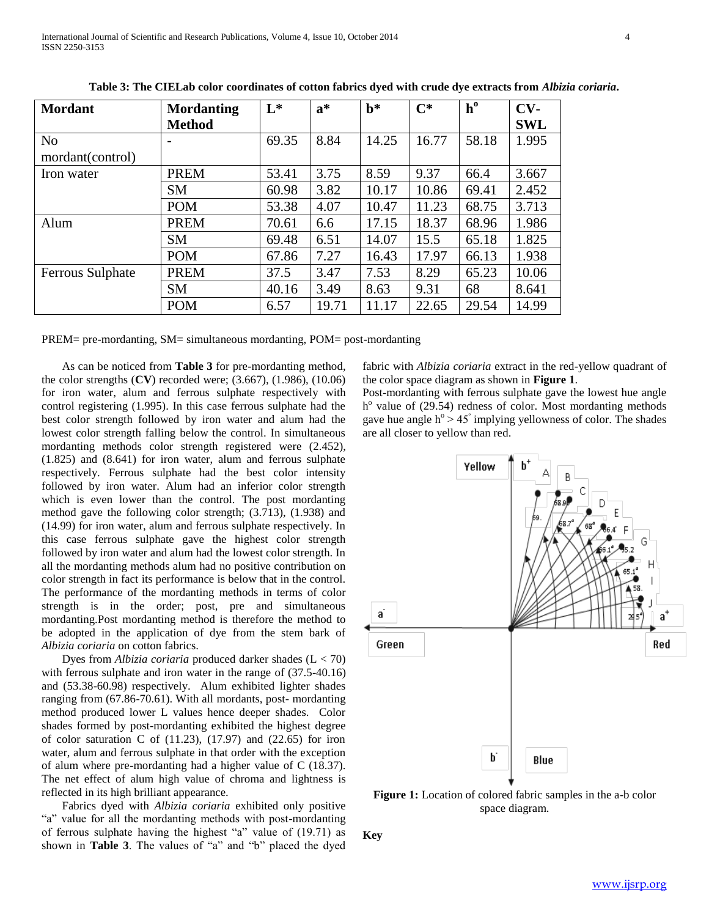**Table 3: The CIELab color coordinates of cotton fabrics dyed with crude dye extracts from *Albizia coriaria*.**

| Mordant | Mordanting Method | L* | a* | b* | C* | h° | CV-SWL |
|---|---|---|---|---|---|---|---|
| No mordant(control) | - | 69.35 | 8.84 | 14.25 | 16.77 | 58.18 | 1.995 |
| Iron water | PREM | 53.41 | 3.75 | 8.59 | 9.37 | 66.4 | 3.667 |
| | SM | 60.98 | 3.82 | 10.17 | 10.86 | 69.41 | 2.452 |
| | POM | 53.38 | 4.07 | 10.47 | 11.23 | 68.75 | 3.713 |
| Alum | PREM | 70.61 | 6.6 | 17.15 | 18.37 | 68.96 | 1.986 |
| | SM | 69.48 | 6.51 | 14.07 | 15.5 | 65.18 | 1.825 |
| | POM | 67.86 | 7.27 | 16.43 | 17.97 | 66.13 | 1.938 |
| Ferrous Sulphate | PREM | 37.5 | 3.47 | 7.53 | 8.29 | 65.23 | 10.06 |
| | SM | 40.16 | 3.49 | 8.63 | 9.31 | 68 | 8.641 |
| | POM | 6.57 | 19.71 | 11.17 | 22.65 | 29.54 | 14.99 |

PREM= pre-mordanting, SM= simultaneous mordanting, POM= post-mordanting

As can be noticed from **Table 3** for pre-mordanting method, the color strengths (**CV**) recorded were; (3.667), (1.986), (10.06) for iron water, alum and ferrous sulphate respectively with control registering (1.995). In this case ferrous sulphate had the best color strength followed by iron water and alum had the lowest color strength falling below the control. In simultaneous mordanting methods color strength registered were (2.452), (1.825) and (8.641) for iron water, alum and ferrous sulphate respectively. Ferrous sulphate had the best color intensity followed by iron water. Alum had an inferior color strength which is even lower than the control. The post mordanting method gave the following color strength; (3.713), (1.938) and (14.99) for iron water, alum and ferrous sulphate respectively. In this case ferrous sulphate gave the highest color strength followed by iron water and alum had the lowest color strength. In all the mordanting methods alum had no positive contribution on color strength in fact its performance is below that in the control. The performance of the mordanting methods in terms of color strength is in the order; post, pre and simultaneous mordanting.Post mordanting method is therefore the method to be adopted in the application of dye from the stem bark of *Albizia coriaria* on cotton fabrics.

Dyes from *Albizia coriaria* produced darker shades (L < 70) with ferrous sulphate and iron water in the range of (37.5-40.16) and (53.38-60.98) respectively. Alum exhibited lighter shades ranging from (67.86-70.61). With all mordants, post- mordanting method produced lower L values hence deeper shades. Color shades formed by post-mordanting exhibited the highest degree of color saturation C of (11.23), (17.97) and (22.65) for iron water, alum and ferrous sulphate in that order with the exception of alum where pre-mordanting had a higher value of C (18.37). The net effect of alum high value of chroma and lightness is reflected in its high brilliant appearance.

Fabrics dyed with *Albizia coriaria* exhibited only positive "a" value for all the mordanting methods with post-mordanting of ferrous sulphate having the highest "a" value of (19.71) as shown in **Table 3**. The values of "a" and "b" placed the dyed fabric with *Albizia coriaria* extract in the red-yellow quadrant of the color space diagram as shown in **Figure 1**.

Post-mordanting with ferrous sulphate gave the lowest hue angle h° value of (29.54) redness of color. Most mordanting methods gave hue angle h° > 45° implying yellowness of color. The shades are all closer to yellow than red.

**Figure 1:** Location of colored fabric samples in the a-b color space diagram.

**Key**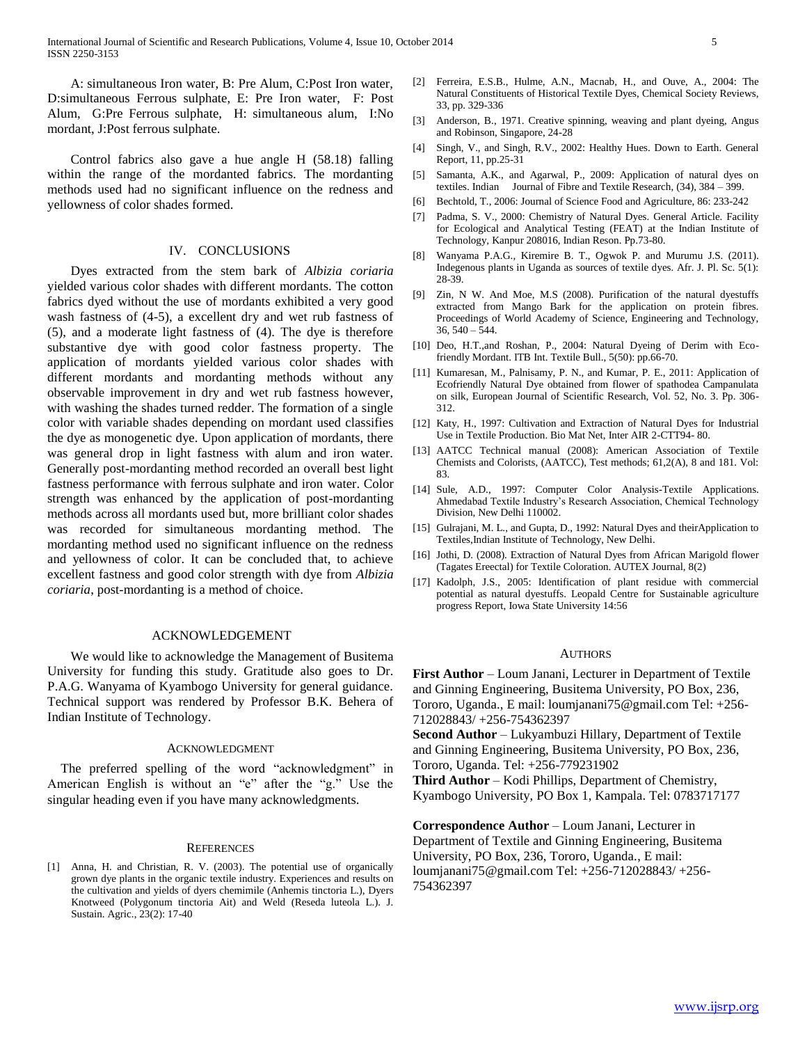A: simultaneous Iron water, B: Pre Alum, C:Post Iron water, D:simultaneous Ferrous sulphate, E: Pre Iron water, F: Post Alum, G:Pre Ferrous sulphate, H: simultaneous alum, I:No mordant, J:Post ferrous sulphate.

Control fabrics also gave a hue angle H (58.18) falling within the range of the mordanted fabrics. The mordanting methods used had no significant influence on the redness and yellowness of color shades formed.

## IV. CONCLUSIONS

Dyes extracted from the stem bark of *Albizia coriaria* yielded various color shades with different mordants. The cotton fabrics dyed without the use of mordants exhibited a very good wash fastness of (4-5), a excellent dry and wet rub fastness of (5), and a moderate light fastness of (4). The dye is therefore substantive dye with good color fastness property. The application of mordants yielded various color shades with different mordants and mordanting methods without any observable improvement in dry and wet rub fastness however, with washing the shades turned redder. The formation of a single color with variable shades depending on mordant used classifies the dye as monogenetic dye. Upon application of mordants, there was general drop in light fastness with alum and iron water. Generally post-mordanting method recorded an overall best light fastness performance with ferrous sulphate and iron water. Color strength was enhanced by the application of post-mordanting methods across all mordants used but, more brilliant color shades was recorded for simultaneous mordanting method. The mordanting method used no significant influence on the redness and yellowness of color. It can be concluded that, to achieve excellent fastness and good color strength with dye from *Albizia coriaria*, post-mordanting is a method of choice.

## ACKNOWLEDGEMENT

We would like to acknowledge the Management of Busitema University for funding this study. Gratitude also goes to Dr. P.A.G. Wanyama of Kyambogo University for general guidance. Technical support was rendered by Professor B.K. Behera of Indian Institute of Technology.

## ACKNOWLEDGMENT

The preferred spelling of the word "acknowledgment" in American English is without an "e" after the "g." Use the singular heading even if you have many acknowledgments.

## REFERENCES

[1] Anna, H. and Christian, R. V. (2003). The potential use of organically grown dye plants in the organic textile industry. Experiences and results on the cultivation and yields of dyers chemimile (Anhemis tinctoria L.), Dyers Knotweed (Polygonum tinctoria Ait) and Weld (Reseda luteola L.). J. Sustain. Agric., 23(2): 17-40

[2] Ferreira, E.S.B., Hulme, A.N., Macnab, H., and Ouve, A., 2004: The Natural Constituents of Historical Textile Dyes, Chemical Society Reviews, 33, pp. 329-336

[3] Anderson, B., 1971. Creative spinning, weaving and plant dyeing, Angus and Robinson, Singapore, 24-28

[4] Singh, V., and Singh, R.V., 2002: Healthy Hues. Down to Earth. General Report, 11, pp.25-31

[5] Samanta, A.K., and Agarwal, P., 2009: Application of natural dyes on textiles. Indian Journal of Fibre and Textile Research, (34), 384 – 399.

[6] Bechtold, T., 2006: Journal of Science Food and Agriculture, 86: 233-242

[7] Padma, S. V., 2000: Chemistry of Natural Dyes. General Article. Facility for Ecological and Analytical Testing (FEAT) at the Indian Institute of Technology, Kanpur 208016, Indian Reson. Pp.73-80.

[8] Wanyama P.A.G., Kiremire B. T., Ogwok P. and Murumu J.S. (2011). Indegenous plants in Uganda as sources of textile dyes. Afr. J. Pl. Sc. 5(1): 28-39.

[9] Zin, N W. And Moe, M.S (2008). Purification of the natural dyestuffs extracted from Mango Bark for the application on protein fibres. Proceedings of World Academy of Science, Engineering and Technology, 36, 540 – 544.

[10] Deo, H.T.,and Roshan, P., 2004: Natural Dyeing of Derim with Eco-friendly Mordant. ITB Int. Textile Bull., 5(50): pp.66-70.

[11] Kumaresan, M., Palnisamy, P. N., and Kumar, P. E., 2011: Application of Ecofriendly Natural Dye obtained from flower of spathodea Campanulata on silk, European Journal of Scientific Research, Vol. 52, No. 3. Pp. 306-312.

[12] Katy, H., 1997: Cultivation and Extraction of Natural Dyes for Industrial Use in Textile Production. Bio Mat Net, Inter AIR 2-CTT94- 80.

[13] AATCC Technical manual (2008): American Association of Textile Chemists and Colorists, (AATCC), Test methods; 61,2(A), 8 and 181. Vol: 83.

[14] Sule, A.D., 1997: Computer Color Analysis-Textile Applications. Ahmedabad Textile Industry's Research Association, Chemical Technology Division, New Delhi 110002.

[15] Gulrajani, M. L., and Gupta, D., 1992: Natural Dyes and theirApplication to Textiles,Indian Institute of Technology, New Delhi.

[16] Jothi, D. (2008). Extraction of Natural Dyes from African Marigold flower (Tagates Ereectal) for Textile Coloration. AUTEX Journal, 8(2)

[17] Kadolph, J.S., 2005: Identification of plant residue with commercial potential as natural dyestuffs. Leopald Centre for Sustainable agriculture progress Report, Iowa State University 14:56

## AUTHORS

**First Author** – Loum Janani, Lecturer in Department of Textile and Ginning Engineering, Busitema University, PO Box, 236, Tororo, Uganda., E mail: loumjanani75@gmail.com Tel: +256-712028843/ +256-754362397

**Second Author** – Lukyambuzi Hillary, Department of Textile and Ginning Engineering, Busitema University, PO Box, 236, Tororo, Uganda. Tel: +256-779231902

**Third Author** – Kodi Phillips, Department of Chemistry, Kyambogo University, PO Box 1, Kampala. Tel: 0783717177

**Correspondence Author** – Loum Janani, Lecturer in Department of Textile and Ginning Engineering, Busitema University, PO Box, 236, Tororo, Uganda., E mail: loumjanani75@gmail.com Tel: +256-712028843/ +256-754362397